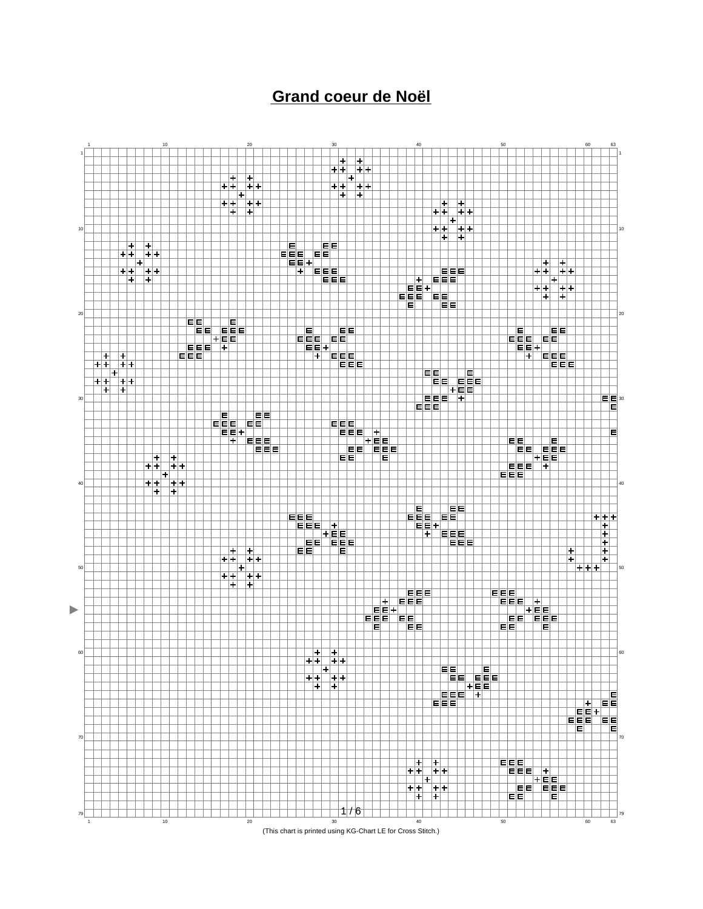# Grand coeur de Noël

(This chart is printed using KG-Chart LE for Cross Stitch.)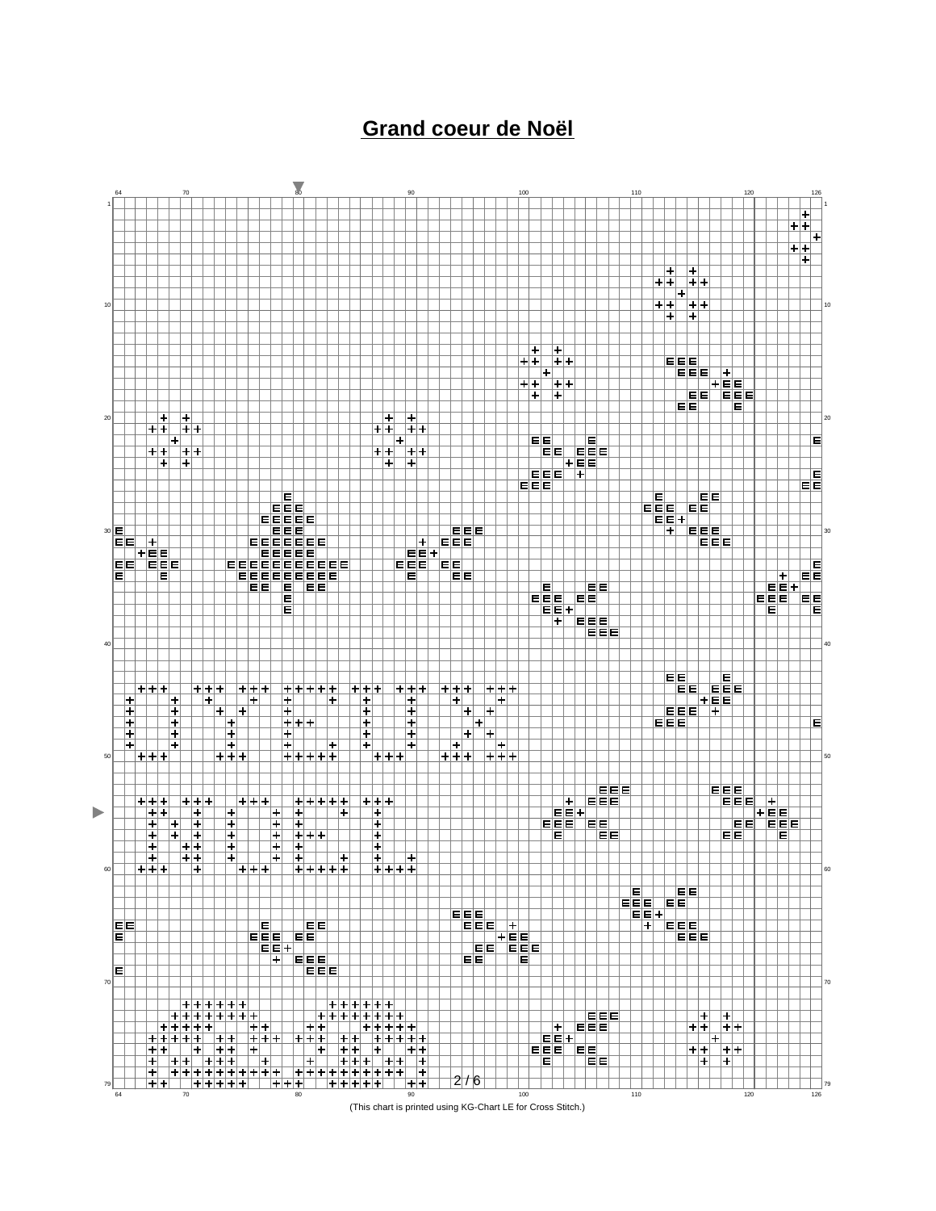# Grand coeur de Noël

(This chart is printed using KG-Chart LE for Cross Stitch.)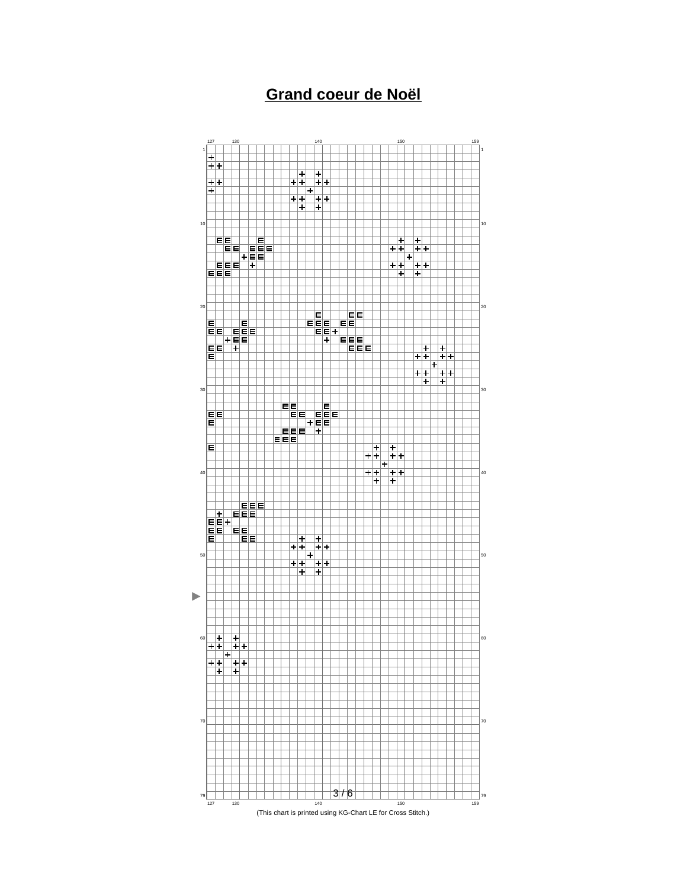# Grand coeur de Noël

(This chart is printed using KG-Chart LE for Cross Stitch.)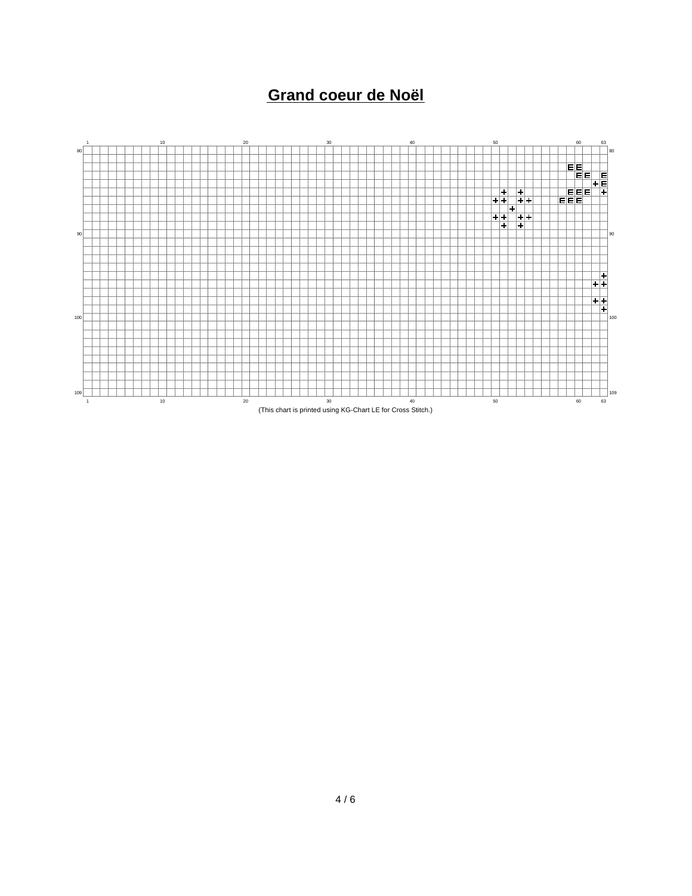# Grand coeur de Noël

(This chart is printed using KG-Chart LE for Cross Stitch.)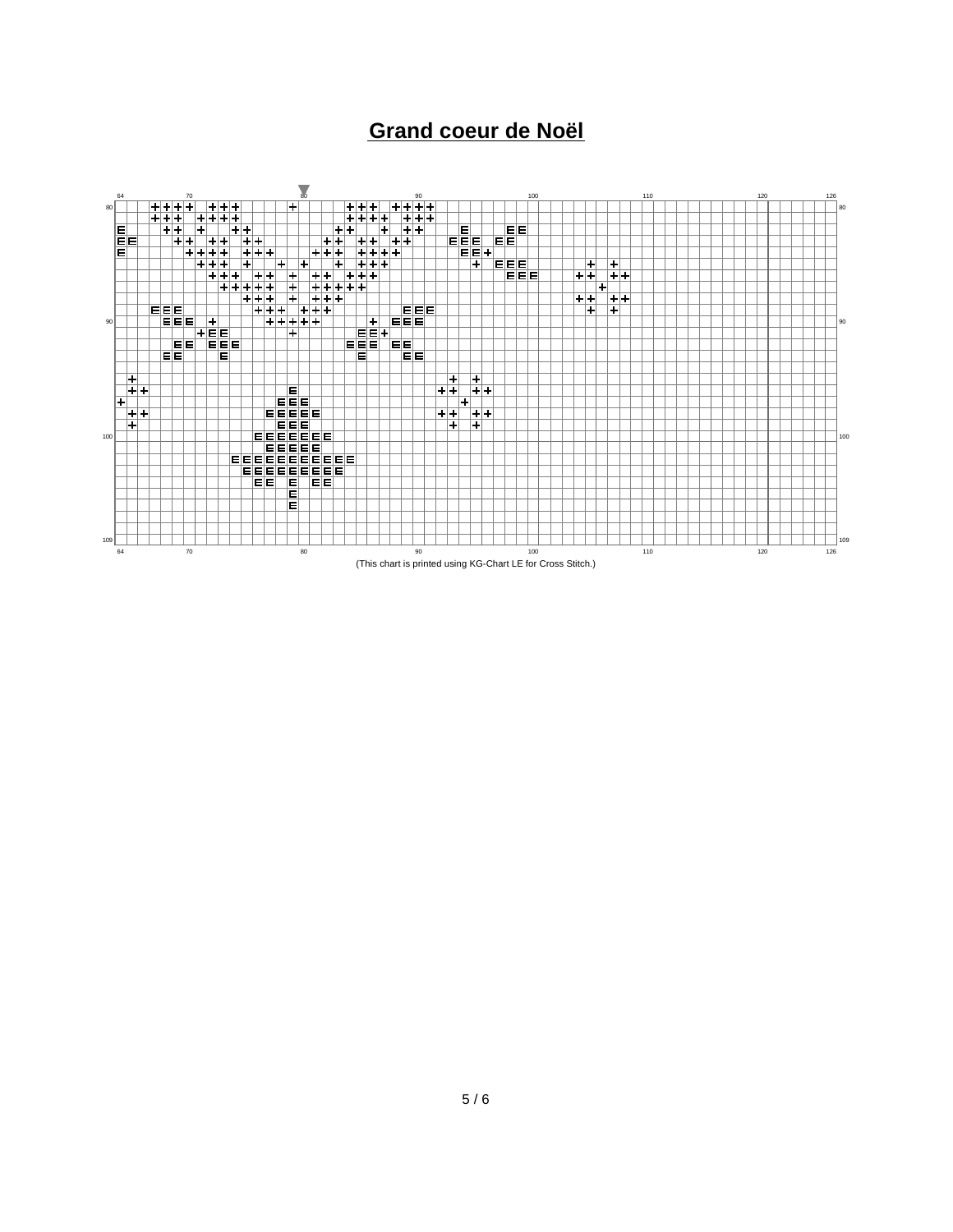# Grand coeur de Noël

(This chart is printed using KG-Chart LE for Cross Stitch.)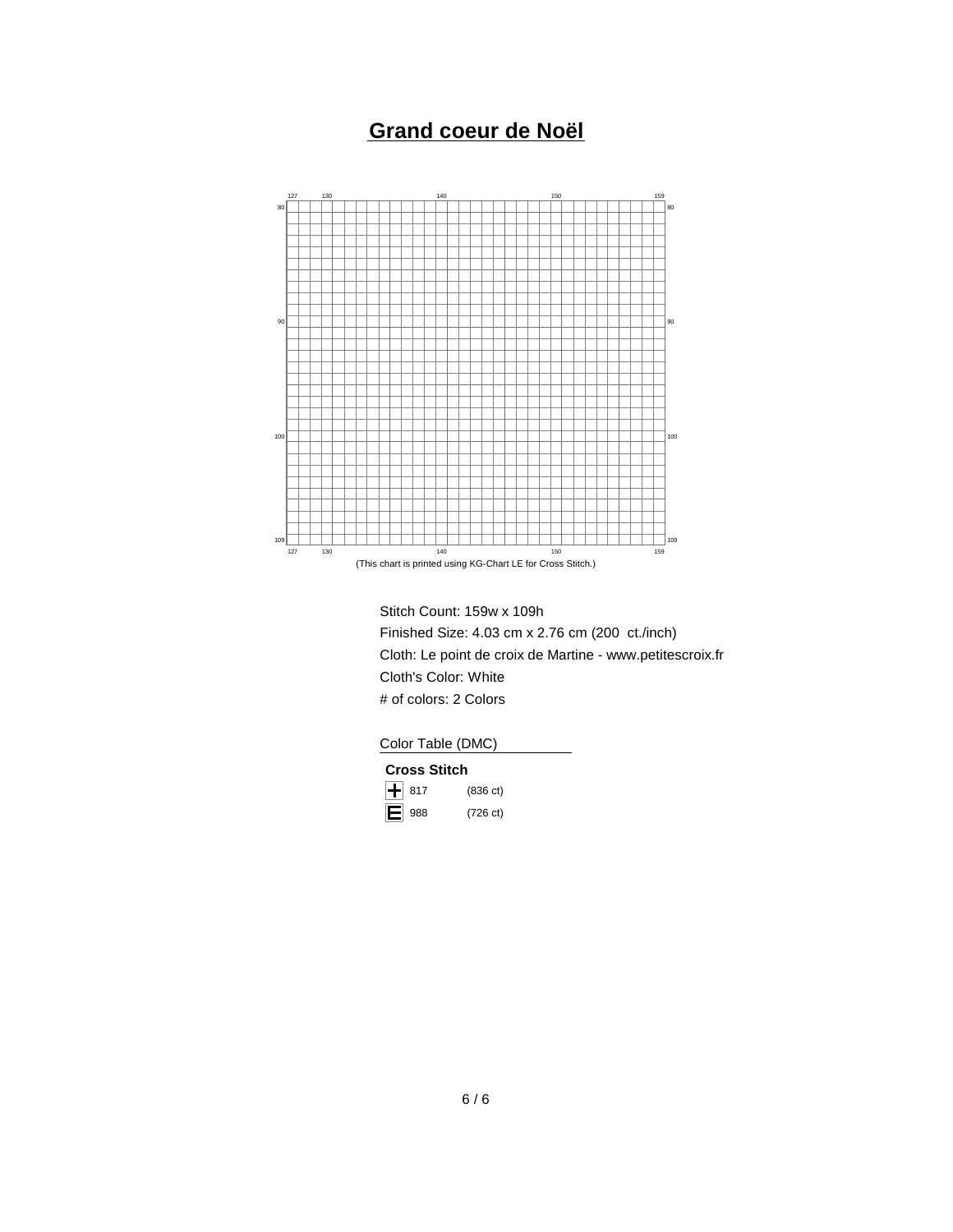# Grand coeur de Noël

127 130 140 150 159

80 90 100 109

(This chart is printed using KG-Chart LE for Cross Stitch.)

Stitch Count: 159w x 109h

Finished Size: 4.03 cm x 2.76 cm (200 ct./inch)

Cloth: Le point de croix de Martine - www.petitescroix.fr

Cloth's Color: White

# of colors: 2 Colors

Color Table (DMC)

**Cross Stitch**

| Symbol | DMC | Count |
|---|---|---|
| + | 817 | (836 ct) |
| E | 988 | (726 ct) |